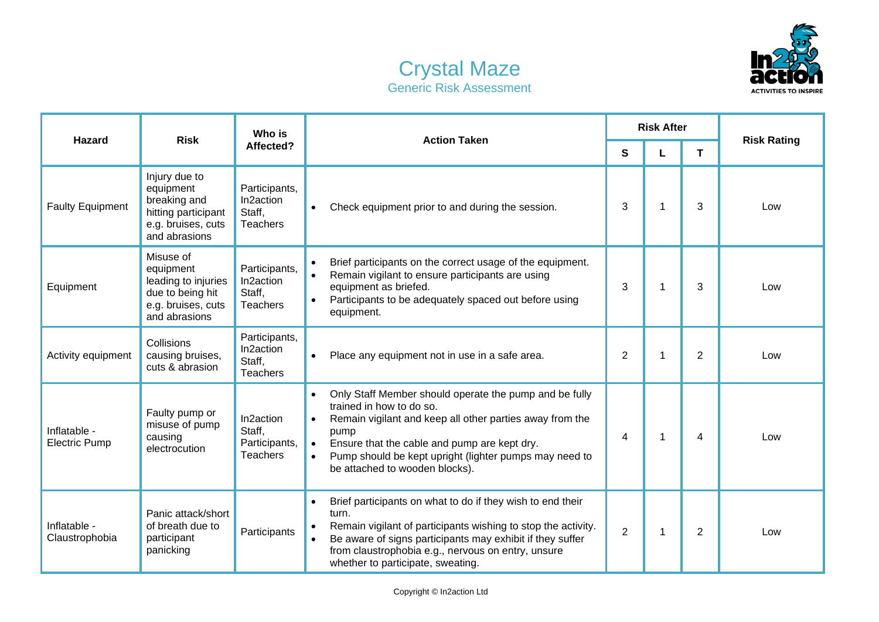# Crystal Maze

## Generic Risk Assessment

| Hazard | Risk | Who is Affected? | Action Taken | Risk After | | | Risk Rating |
|---|---|---|---|---|---|---|---|
| | | | | S | L | T | |
| Faulty Equipment | Injury due to equipment breaking and hitting participant e.g. bruises, cuts and abrasions | Participants, In2action Staff, Teachers | • Check equipment prior to and during the session. | 3 | 1 | 3 | Low |
| Equipment | Misuse of equipment leading to injuries due to being hit e.g. bruises, cuts and abrasions | Participants, In2action Staff, Teachers | • Brief participants on the correct usage of the equipment.<br>• Remain vigilant to ensure participants are using equipment as briefed.<br>• Participants to be adequately spaced out before using equipment. | 3 | 1 | 3 | Low |
| Activity equipment | Collisions causing bruises, cuts & abrasion | Participants, In2action Staff, Teachers | • Place any equipment not in use in a safe area. | 2 | 1 | 2 | Low |
| Inflatable - Electric Pump | Faulty pump or misuse of pump causing electrocution | In2action Staff, Participants, Teachers | • Only Staff Member should operate the pump and be fully trained in how to do so.<br>• Remain vigilant and keep all other parties away from the pump<br>• Ensure that the cable and pump are kept dry.<br>• Pump should be kept upright (lighter pumps may need to be attached to wooden blocks). | 4 | 1 | 4 | Low |
| Inflatable - Claustrophobia | Panic attack/short of breath due to participant panicking | Participants | • Brief participants on what to do if they wish to end their turn.<br>• Remain vigilant of participants wishing to stop the activity.<br>• Be aware of signs participants may exhibit if they suffer from claustrophobia e.g., nervous on entry, unsure whether to participate, sweating. | 2 | 1 | 2 | Low |

Copyright © In2action Ltd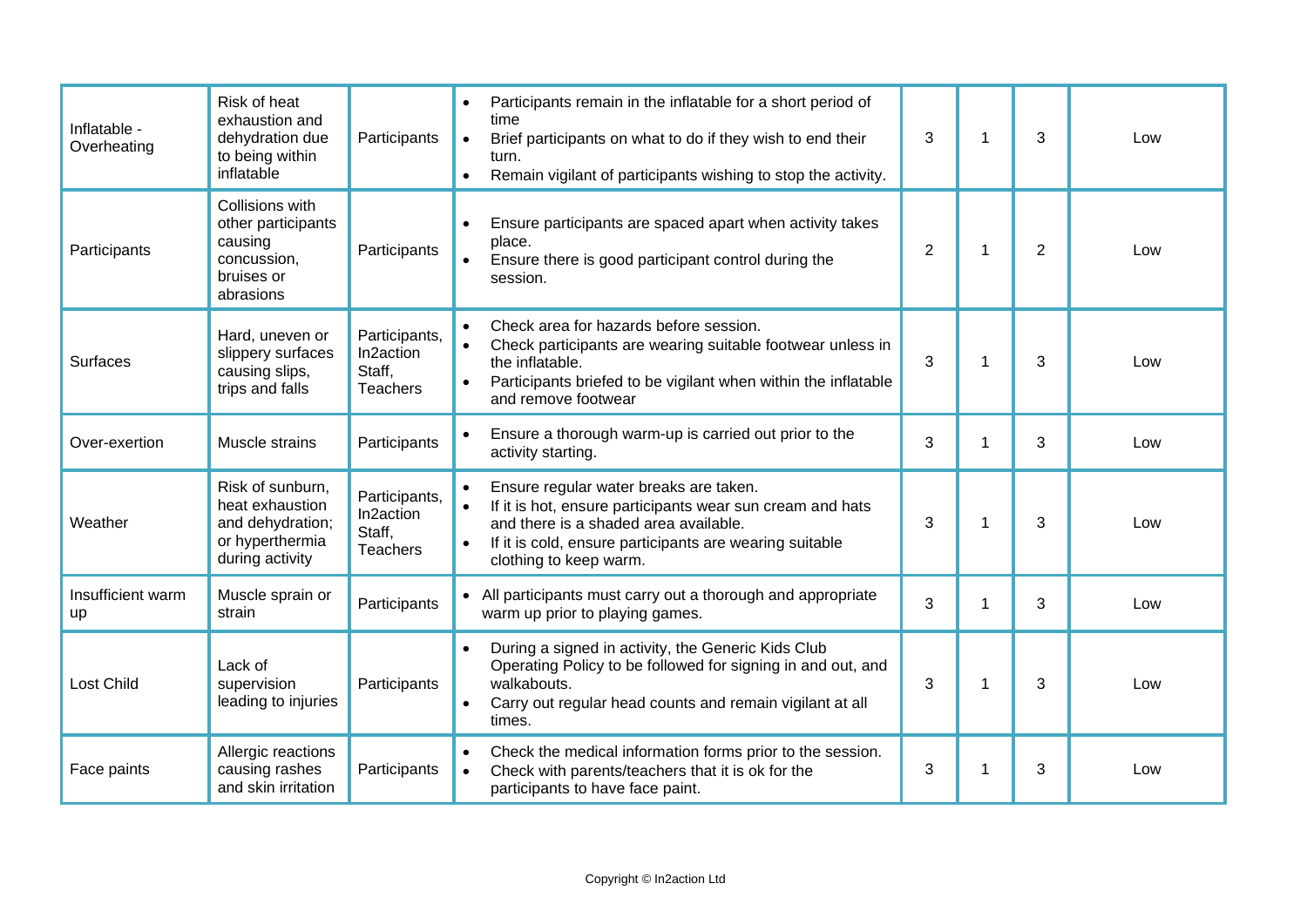| | | | | | | | |
|---|---|---|---|---|---|---|---|
| Inflatable - Overheating | Risk of heat exhaustion and dehydration due to being within inflatable | Participants | • Participants remain in the inflatable for a short period of time<br>• Brief participants on what to do if they wish to end their turn.<br>• Remain vigilant of participants wishing to stop the activity. | 3 | 1 | 3 | Low |
| Participants | Collisions with other participants causing concussion, bruises or abrasions | Participants | • Ensure participants are spaced apart when activity takes place.<br>• Ensure there is good participant control during the session. | 2 | 1 | 2 | Low |
| Surfaces | Hard, uneven or slippery surfaces causing slips, trips and falls | Participants, In2action Staff, Teachers | • Check area for hazards before session.<br>• Check participants are wearing suitable footwear unless in the inflatable.<br>• Participants briefed to be vigilant when within the inflatable and remove footwear | 3 | 1 | 3 | Low |
| Over-exertion | Muscle strains | Participants | • Ensure a thorough warm-up is carried out prior to the activity starting. | 3 | 1 | 3 | Low |
| Weather | Risk of sunburn, heat exhaustion and dehydration; or hyperthermia during activity | Participants, In2action Staff, Teachers | • Ensure regular water breaks are taken.<br>• If it is hot, ensure participants wear sun cream and hats and there is a shaded area available.<br>• If it is cold, ensure participants are wearing suitable clothing to keep warm. | 3 | 1 | 3 | Low |
| Insufficient warm up | Muscle sprain or strain | Participants | • All participants must carry out a thorough and appropriate warm up prior to playing games. | 3 | 1 | 3 | Low |
| Lost Child | Lack of supervision leading to injuries | Participants | • During a signed in activity, the Generic Kids Club Operating Policy to be followed for signing in and out, and walkabouts.<br>• Carry out regular head counts and remain vigilant at all times. | 3 | 1 | 3 | Low |
| Face paints | Allergic reactions causing rashes and skin irritation | Participants | • Check the medical information forms prior to the session.<br>• Check with parents/teachers that it is ok for the participants to have face paint. | 3 | 1 | 3 | Low |

Copyright © In2action Ltd